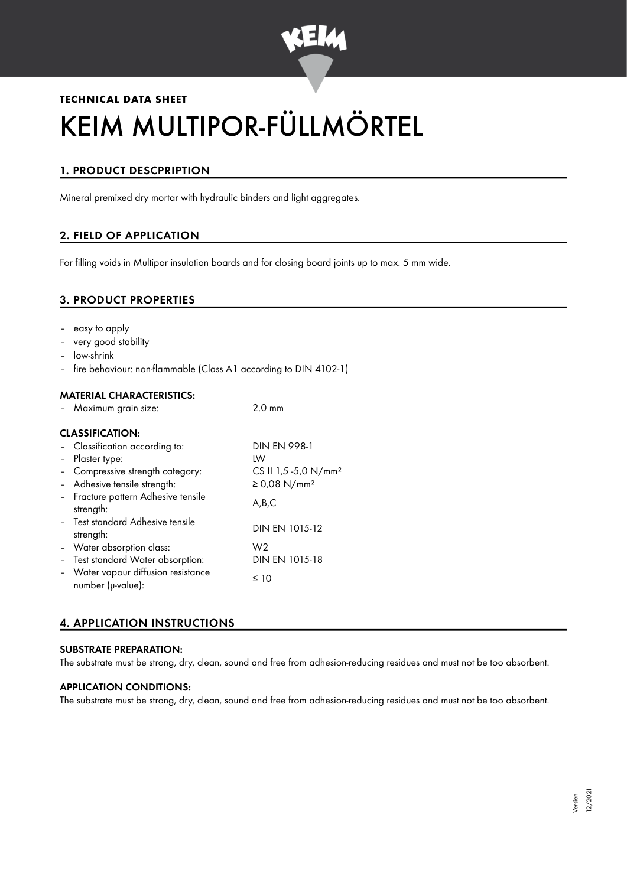**TECHNICAL DATA SHEET**

# KEIM MULTIPOR-FÜLLMÖRTEL

## 1. PRODUCT DESCPRIPTION

Mineral premixed dry mortar with hydraulic binders and light aggregates.

## 2. FIELD OF APPLICATION

For filling voids in Multipor insulation boards and for closing board joints up to max. 5 mm wide.

## 3. PRODUCT PROPERTIES

- easy to apply
- very good stability
- low-shrink
- fire behaviour: non-flammable (Class A1 according to DIN 4102-1)

### MATERIAL CHARACTERISTICS:

| | |
|---|---|
| – Maximum grain size: | 2.0 mm |

### CLASSIFICATION:

| | |
|---|---|
| – Classification according to: | DIN EN 998-1 |
| – Plaster type: | LW |
| – Compressive strength category: | CS II 1,5 -5,0 N/mm² |
| – Adhesive tensile strength: | ≥ 0,08 N/mm² |
| – Fracture pattern Adhesive tensile strength: | A,B,C |
| – Test standard Adhesive tensile strength: | DIN EN 1015-12 |
| – Water absorption class: | W2 |
| – Test standard Water absorption: | DIN EN 1015-18 |
| – Water vapour diffusion resistance number (μ-value): | ≤ 10 |

## 4. APPLICATION INSTRUCTIONS

### SUBSTRATE PREPARATION:

The substrate must be strong, dry, clean, sound and free from adhesion-reducing residues and must not be too absorbent.

### APPLICATION CONDITIONS:

The substrate must be strong, dry, clean, sound and free from adhesion-reducing residues and must not be too absorbent.

Version 12/2021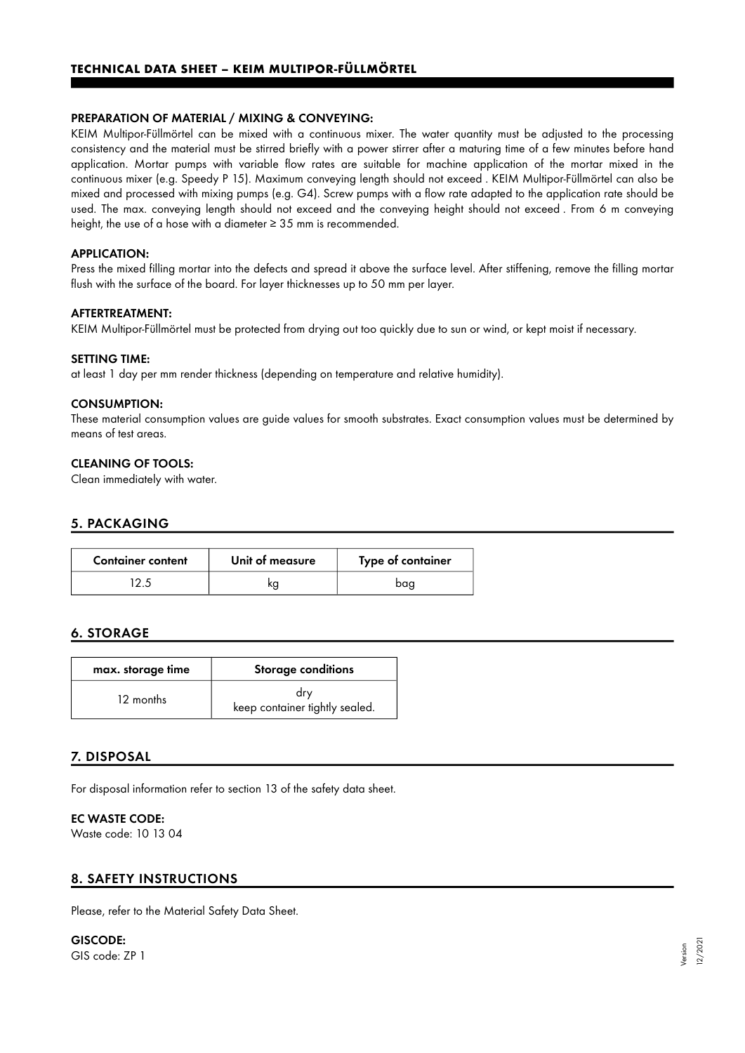# TECHNICAL DATA SHEET – KEIM MULTIPOR-FÜLLMÖRTEL

**PREPARATION OF MATERIAL / MIXING & CONVEYING:**

KEIM Multipor-Füllmörtel can be mixed with a continuous mixer. The water quantity must be adjusted to the processing consistency and the material must be stirred briefly with a power stirrer after a maturing time of a few minutes before hand application. Mortar pumps with variable flow rates are suitable for machine application of the mortar mixed in the continuous mixer (e.g. Speedy P 15). Maximum conveying length should not exceed . KEIM Multipor-Füllmörtel can also be mixed and processed with mixing pumps (e.g. G4). Screw pumps with a flow rate adapted to the application rate should be used. The max. conveying length should not exceed and the conveying height should not exceed . From 6 m conveying height, the use of a hose with a diameter ≥ 35 mm is recommended.

**APPLICATION:**

Press the mixed filling mortar into the defects and spread it above the surface level. After stiffening, remove the filling mortar flush with the surface of the board. For layer thicknesses up to 50 mm per layer.

**AFTERTREATMENT:**

KEIM Multipor-Füllmörtel must be protected from drying out too quickly due to sun or wind, or kept moist if necessary.

**SETTING TIME:**

at least 1 day per mm render thickness (depending on temperature and relative humidity).

**CONSUMPTION:**

These material consumption values are guide values for smooth substrates. Exact consumption values must be determined by means of test areas.

**CLEANING OF TOOLS:**

Clean immediately with water.

## 5. PACKAGING

| Container content | Unit of measure | Type of container |
|---|---|---|
| 12.5 | kg | bag |

## 6. STORAGE

| max. storage time | Storage conditions |
|---|---|
| 12 months | dry<br>keep container tightly sealed. |

## 7. DISPOSAL

For disposal information refer to section 13 of the safety data sheet.

**EC WASTE CODE:**

Waste code: 10 13 04

## 8. SAFETY INSTRUCTIONS

Please, refer to the Material Safety Data Sheet.

**GISCODE:**

GIS code: ZP 1

Version 12/2021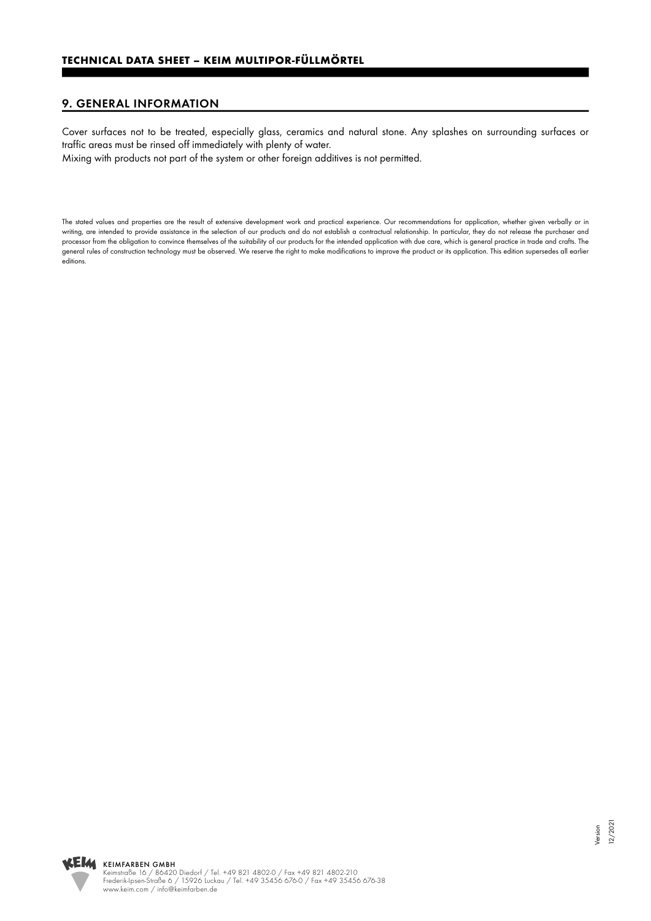## 9. GENERAL INFORMATION

Cover surfaces not to be treated, especially glass, ceramics and natural stone. Any splashes on surrounding surfaces or traffic areas must be rinsed off immediately with plenty of water.
Mixing with products not part of the system or other foreign additives is not permitted.

The stated values and properties are the result of extensive development work and practical experience. Our recommendations for application, whether given verbally or in writing, are intended to provide assistance in the selection of our products and do not establish a contractual relationship. In particular, they do not release the purchaser and processor from the obligation to convince themselves of the suitability of our products for the intended application with due care, which is general practice in trade and crafts. The general rules of construction technology must be observed. We reserve the right to make modifications to improve the product or its application. This edition supersedes all earlier editions.

KEIMFARBEN GMBH
Keimstraße 16 / 86420 Diedorf / Tel. +49 821 4802-0 / Fax +49 821 4802-210
Frederik-Ipsen-Straße 6 / 15926 Luckau / Tel. +49 35456 676-0 / Fax +49 35456 676-38
www.keim.com / info@keimfarben.de

Version 12/2021